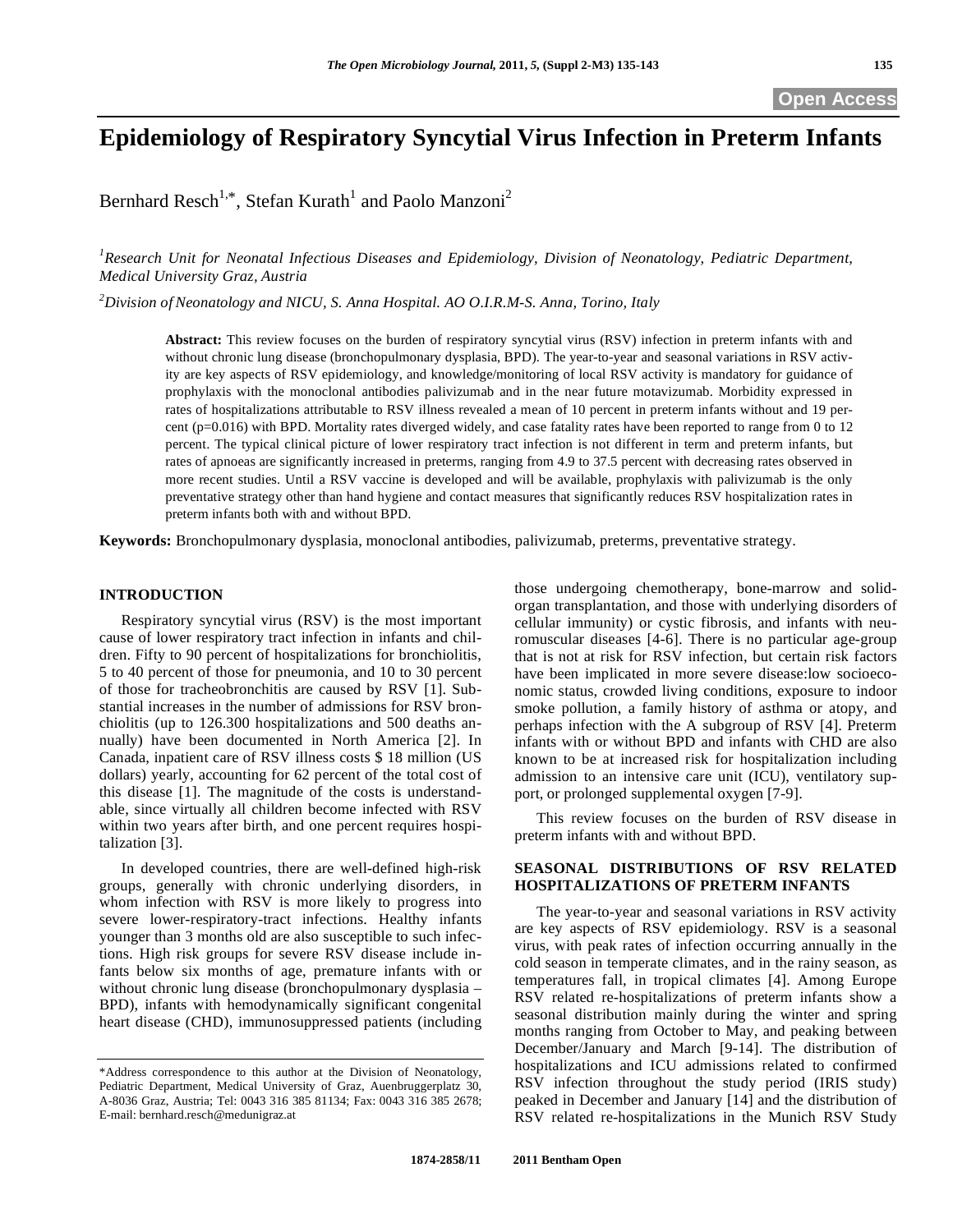# Epidemiology of Respiratory Syncytial Virus Infection in Preterm Infants

Bernhard Resch[1,*], Stefan Kurath[1] and Paolo Manzoni[2]

[1]*Research Unit for Neonatal Infectious Diseases and Epidemiology, Division of Neonatology, Pediatric Department, Medical University Graz, Austria*

[2]*Division of Neonatology and NICU, S. Anna Hospital. AO O.I.R.M-S. Anna, Torino, Italy*

**Abstract:** This review focuses on the burden of respiratory syncytial virus (RSV) infection in preterm infants with and without chronic lung disease (bronchopulmonary dysplasia, BPD). The year-to-year and seasonal variations in RSV activity are key aspects of RSV epidemiology, and knowledge/monitoring of local RSV activity is mandatory for guidance of prophylaxis with the monoclonal antibodies palivizumab and in the near future motavizumab. Morbidity expressed in rates of hospitalizations attributable to RSV illness revealed a mean of 10 percent in preterm infants without and 19 percent (p=0.016) with BPD. Mortality rates diverged widely, and case fatality rates have been reported to range from 0 to 12 percent. The typical clinical picture of lower respiratory tract infection is not different in term and preterm infants, but rates of apnoeas are significantly increased in preterms, ranging from 4.9 to 37.5 percent with decreasing rates observed in more recent studies. Until a RSV vaccine is developed and will be available, prophylaxis with palivizumab is the only preventative strategy other than hand hygiene and contact measures that significantly reduces RSV hospitalization rates in preterm infants both with and without BPD.

**Keywords:** Bronchopulmonary dysplasia, monoclonal antibodies, palivizumab, preterms, preventative strategy.

## INTRODUCTION

Respiratory syncytial virus (RSV) is the most important cause of lower respiratory tract infection in infants and children. Fifty to 90 percent of hospitalizations for bronchiolitis, 5 to 40 percent of those for pneumonia, and 10 to 30 percent of those for tracheobronchitis are caused by RSV [1]. Substantial increases in the number of admissions for RSV bronchiolitis (up to 126.300 hospitalizations and 500 deaths annually) have been documented in North America [2]. In Canada, inpatient care of RSV illness costs $ 18 million (US dollars) yearly, accounting for 62 percent of the total cost of this disease [1]. The magnitude of the costs is understandable, since virtually all children become infected with RSV within two years after birth, and one percent requires hospitalization [3].

In developed countries, there are well-defined high-risk groups, generally with chronic underlying disorders, in whom infection with RSV is more likely to progress into severe lower-respiratory-tract infections. Healthy infants younger than 3 months old are also susceptible to such infections. High risk groups for severe RSV disease include infants below six months of age, premature infants with or without chronic lung disease (bronchopulmonary dysplasia – BPD), infants with hemodynamically significant congenital heart disease (CHD), immunosuppressed patients (including those undergoing chemotherapy, bone-marrow and solid-organ transplantation, and those with underlying disorders of cellular immunity) or cystic fibrosis, and infants with neuromuscular diseases [4-6]. There is no particular age-group that is not at risk for RSV infection, but certain risk factors have been implicated in more severe disease:low socioeconomic status, crowded living conditions, exposure to indoor smoke pollution, a family history of asthma or atopy, and perhaps infection with the A subgroup of RSV [4]. Preterm infants with or without BPD and infants with CHD are also known to be at increased risk for hospitalization including admission to an intensive care unit (ICU), ventilatory support, or prolonged supplemental oxygen [7-9].

This review focuses on the burden of RSV disease in preterm infants with and without BPD.

## SEASONAL DISTRIBUTIONS OF RSV RELATED HOSPITALIZATIONS OF PRETERM INFANTS

The year-to-year and seasonal variations in RSV activity are key aspects of RSV epidemiology. RSV is a seasonal virus, with peak rates of infection occurring annually in the cold season in temperate climates, and in the rainy season, as temperatures fall, in tropical climates [4]. Among Europe RSV related re-hospitalizations of preterm infants show a seasonal distribution mainly during the winter and spring months ranging from October to May, and peaking between December/January and March [9-14]. The distribution of hospitalizations and ICU admissions related to confirmed RSV infection throughout the study period (IRIS study) peaked in December and January [14] and the distribution of RSV related re-hospitalizations in the Munich RSV Study

*Address correspondence to this author at the Division of Neonatology, Pediatric Department, Medical University of Graz, Auenbruggerplatz 30, A-8036 Graz, Austria; Tel: 0043 316 385 81134; Fax: 0043 316 385 2678; E-mail: bernhard.resch@medunigraz.at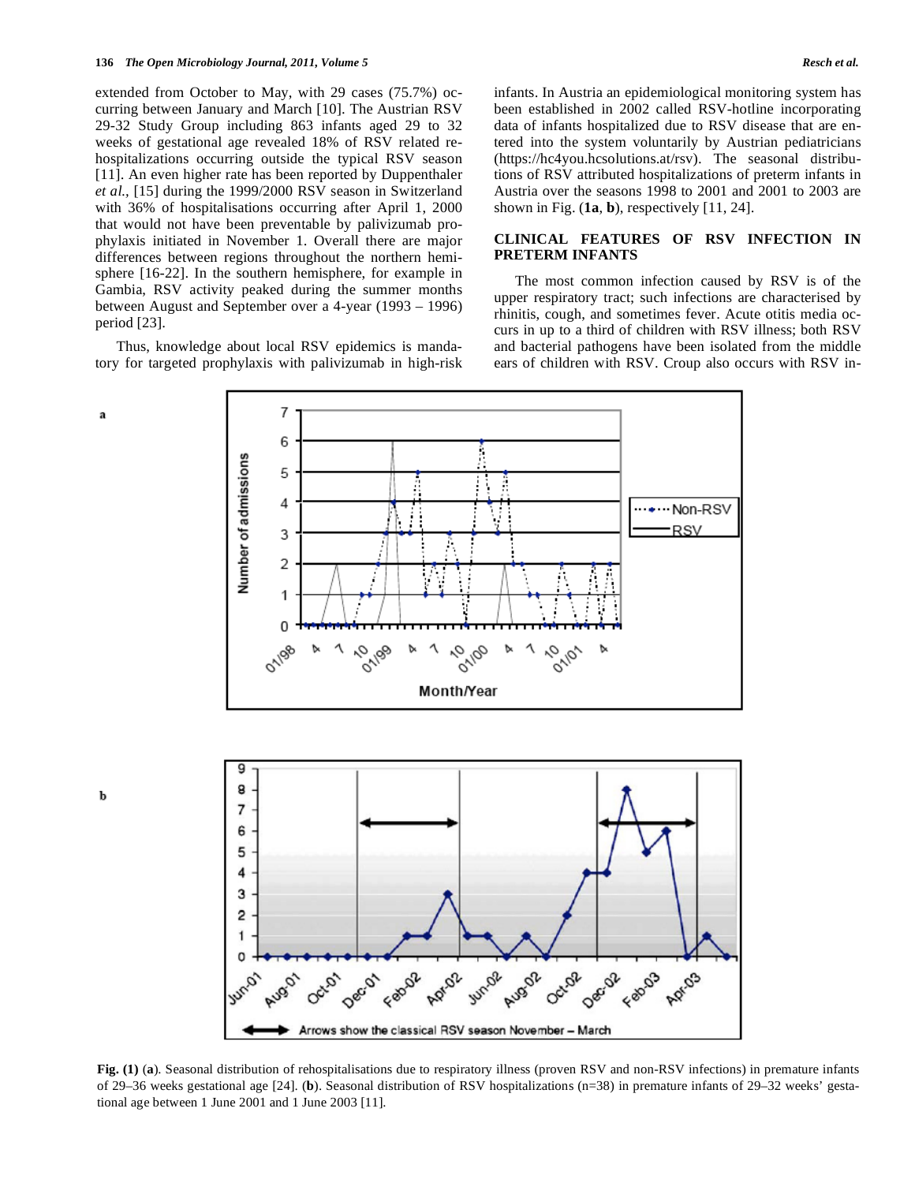extended from October to May, with 29 cases (75.7%) occurring between January and March [10]. The Austrian RSV 29-32 Study Group including 863 infants aged 29 to 32 weeks of gestational age revealed 18% of RSV related rehospitalizations occurring outside the typical RSV season [11]. An even higher rate has been reported by Duppenthaler *et al.,* [15] during the 1999/2000 RSV season in Switzerland with 36% of hospitalisations occurring after April 1, 2000 that would not have been preventable by palivizumab prophylaxis initiated in November 1. Overall there are major differences between regions throughout the northern hemisphere [16-22]. In the southern hemisphere, for example in Gambia, RSV activity peaked during the summer months between August and September over a 4-year (1993 – 1996) period [23].

Thus, knowledge about local RSV epidemics is mandatory for targeted prophylaxis with palivizumab in high-risk infants. In Austria an epidemiological monitoring system has been established in 2002 called RSV-hotline incorporating data of infants hospitalized due to RSV disease that are entered into the system voluntarily by Austrian pediatricians (https://hc4you.hcsolutions.at/rsv). The seasonal distributions of RSV attributed hospitalizations of preterm infants in Austria over the seasons 1998 to 2001 and 2001 to 2003 are shown in Fig. (**1a**, **b**), respectively [11, 24].

## CLINICAL FEATURES OF RSV INFECTION IN PRETERM INFANTS

The most common infection caused by RSV is of the upper respiratory tract; such infections are characterised by rhinitis, cough, and sometimes fever. Acute otitis media occurs in up to a third of children with RSV illness; both RSV and bacterial pathogens have been isolated from the middle ears of children with RSV. Croup also occurs with RSV in-

**Fig. (1)** (**a**). Seasonal distribution of rehospitalisations due to respiratory illness (proven RSV and non-RSV infections) in premature infants of 29–36 weeks gestational age [24]. (**b**). Seasonal distribution of RSV hospitalizations (n=38) in premature infants of 29–32 weeks' gestational age between 1 June 2001 and 1 June 2003 [11].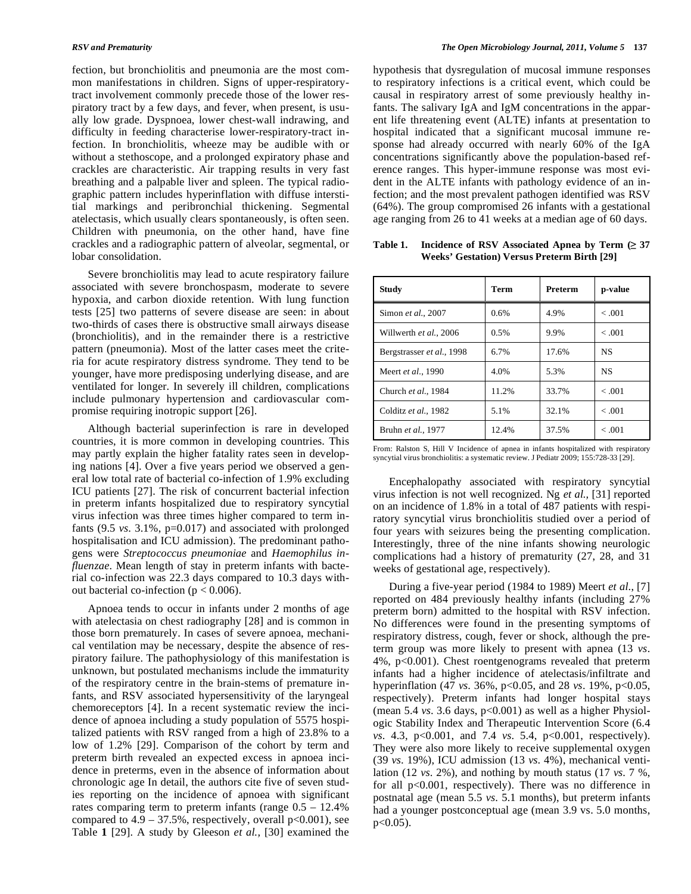fection, but bronchiolitis and pneumonia are the most common manifestations in children. Signs of upper-respiratory-tract involvement commonly precede those of the lower respiratory tract by a few days, and fever, when present, is usually low grade. Dyspnoea, lower chest-wall indrawing, and difficulty in feeding characterise lower-respiratory-tract infection. In bronchiolitis, wheeze may be audible with or without a stethoscope, and a prolonged expiratory phase and crackles are characteristic. Air trapping results in very fast breathing and a palpable liver and spleen. The typical radiographic pattern includes hyperinflation with diffuse interstitial markings and peribronchial thickening. Segmental atelectasis, which usually clears spontaneously, is often seen. Children with pneumonia, on the other hand, have fine crackles and a radiographic pattern of alveolar, segmental, or lobar consolidation.

Severe bronchiolitis may lead to acute respiratory failure associated with severe bronchospasm, moderate to severe hypoxia, and carbon dioxide retention. With lung function tests [25] two patterns of severe disease are seen: in about two-thirds of cases there is obstructive small airways disease (bronchiolitis), and in the remainder there is a restrictive pattern (pneumonia). Most of the latter cases meet the criteria for acute respiratory distress syndrome. They tend to be younger, have more predisposing underlying disease, and are ventilated for longer. In severely ill children, complications include pulmonary hypertension and cardiovascular compromise requiring inotropic support [26].

Although bacterial superinfection is rare in developed countries, it is more common in developing countries. This may partly explain the higher fatality rates seen in developing nations [4]. Over a five years period we observed a general low total rate of bacterial co-infection of 1.9% excluding ICU patients [27]. The risk of concurrent bacterial infection in preterm infants hospitalized due to respiratory syncytial virus infection was three times higher compared to term infants (9.5 *vs*. 3.1%, $p=0.017$) and associated with prolonged hospitalisation and ICU admission). The predominant pathogens were *Streptococcus pneumoniae* and *Haemophilus influenzae*. Mean length of stay in preterm infants with bacterial co-infection was 22.3 days compared to 10.3 days without bacterial co-infection ($p < 0.006$).

Apnoea tends to occur in infants under 2 months of age with atelectasia on chest radiography [28] and is common in those born prematurely. In cases of severe apnoea, mechanical ventilation may be necessary, despite the absence of respiratory failure. The pathophysiology of this manifestation is unknown, but postulated mechanisms include the immaturity of the respiratory centre in the brain-stems of premature infants, and RSV associated hypersensitivity of the laryngeal chemoreceptors [4]. In a recent systematic review the incidence of apnoea including a study population of 5575 hospitalized patients with RSV ranged from a high of 23.8% to a low of 1.2% [29]. Comparison of the cohort by term and preterm birth revealed an expected excess in apnoea incidence in preterms, even in the absence of information about chronologic age In detail, the authors cite five of seven studies reporting on the incidence of apnoea with significant rates comparing term to preterm infants (range 0.5 – 12.4% compared to 4.9 – 37.5%, respectively, overall $p<0.001$), see Table **1** [29]. A study by Gleeson *et al.,* [30] examined the hypothesis that dysregulation of mucosal immune responses to respiratory infections is a critical event, which could be causal in respiratory arrest of some previously healthy infants. The salivary IgA and IgM concentrations in the apparent life threatening event (ALTE) infants at presentation to hospital indicated that a significant mucosal immune response had already occurred with nearly 60% of the IgA concentrations significantly above the population-based reference ranges. This hyper-immune response was most evident in the ALTE infants with pathology evidence of an infection; and the most prevalent pathogen identified was RSV (64%). The group compromised 26 infants with a gestational age ranging from 26 to 41 weeks at a median age of 60 days.

**Table 1. Incidence of RSV Associated Apnea by Term (≥ 37 Weeks' Gestation) Versus Preterm Birth [29]**

| Study | Term | Preterm | p-value |
|---|---|---|---|
| Simon *et al.*, 2007 | 0.6% | 4.9% | < .001 |
| Willwerth *et al.*, 2006 | 0.5% | 9.9% | < .001 |
| Bergstrasser *et al.*, 1998 | 6.7% | 17.6% | NS |
| Meert *et al.*, 1990 | 4.0% | 5.3% | NS |
| Church *et al.*, 1984 | 11.2% | 33.7% | < .001 |
| Colditz *et al.*, 1982 | 5.1% | 32.1% | < .001 |
| Bruhn *et al.*, 1977 | 12.4% | 37.5% | < .001 |

From: Ralston S, Hill V Incidence of apnea in infants hospitalized with respiratory syncytial virus bronchiolitis: a systematic review. J Pediatr 2009; 155:728-33 [29].

Encephalopathy associated with respiratory syncytial virus infection is not well recognized. Ng *et al.,* [31] reported on an incidence of 1.8% in a total of 487 patients with respiratory syncytial virus bronchiolitis studied over a period of four years with seizures being the presenting complication. Interestingly, three of the nine infants showing neurologic complications had a history of prematurity (27, 28, and 31 weeks of gestational age, respectively).

During a five-year period (1984 to 1989) Meert *et al.*, [7] reported on 484 previously healthy infants (including 27% preterm born) admitted to the hospital with RSV infection. No differences were found in the presenting symptoms of respiratory distress, cough, fever or shock, although the preterm group was more likely to present with apnea (13 *vs*. 4%, $p<0.001$). Chest roentgenograms revealed that preterm infants had a higher incidence of atelectasis/infiltrate and hyperinflation (47 *vs*. 36%, $p<0.05$, and 28 *vs*. 19%, $p<0.05$, respectively). Preterm infants had longer hospital stays (mean 5.4 *vs*. 3.6 days, $p<0.001$) as well as a higher Physiologic Stability Index and Therapeutic Intervention Score (6.4 *vs*. 4.3, $p<0.001$, and 7.4 *vs*. 5.4, $p<0.001$, respectively). They were also more likely to receive supplemental oxygen (39 *vs*. 19%), ICU admission (13 *vs*. 4%), mechanical ventilation (12 *vs*. 2%), and nothing by mouth status (17 *vs*. 7 %, for all $p<0.001$, respectively). There was no difference in postnatal age (mean 5.5 *vs*. 5.1 months), but preterm infants had a younger postconceptual age (mean 3.9 vs. 5.0 months, $p<0.05$).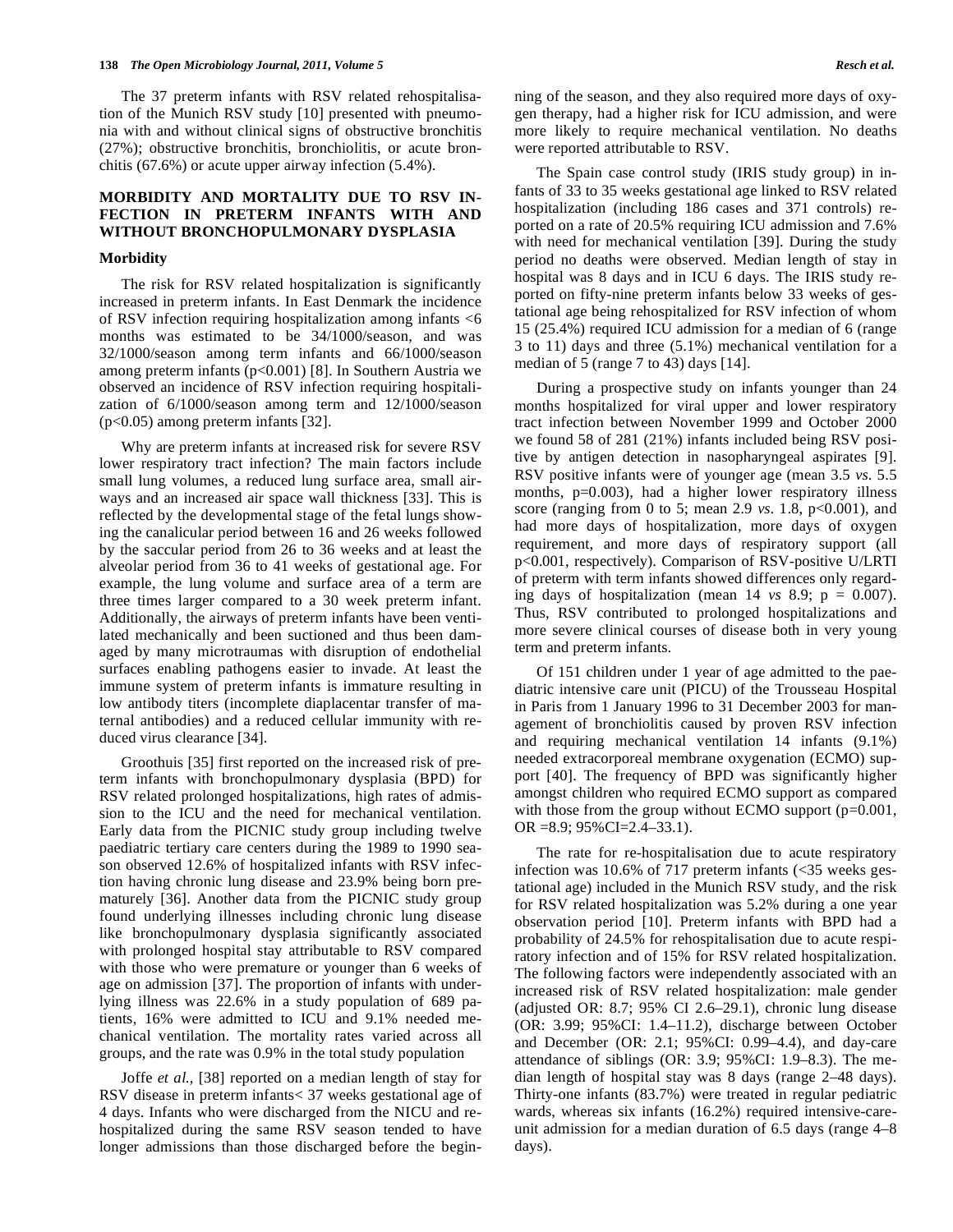The 37 preterm infants with RSV related rehospitalisation of the Munich RSV study [10] presented with pneumonia with and without clinical signs of obstructive bronchitis (27%); obstructive bronchitis, bronchiolitis, or acute bronchitis (67.6%) or acute upper airway infection (5.4%).

## MORBIDITY AND MORTALITY DUE TO RSV INFECTION IN PRETERM INFANTS WITH AND WITHOUT BRONCHOPULMONARY DYSPLASIA

### Morbidity

The risk for RSV related hospitalization is significantly increased in preterm infants. In East Denmark the incidence of RSV infection requiring hospitalization among infants <6 months was estimated to be 34/1000/season, and was 32/1000/season among term infants and 66/1000/season among preterm infants ($p<0.001$) [8]. In Southern Austria we observed an incidence of RSV infection requiring hospitalization of 6/1000/season among term and 12/1000/season ($p<0.05$) among preterm infants [32].

Why are preterm infants at increased risk for severe RSV lower respiratory tract infection? The main factors include small lung volumes, a reduced lung surface area, small airways and an increased air space wall thickness [33]. This is reflected by the developmental stage of the fetal lungs showing the canalicular period between 16 and 26 weeks followed by the saccular period from 26 to 36 weeks and at least the alveolar period from 36 to 41 weeks of gestational age. For example, the lung volume and surface area of a term are three times larger compared to a 30 week preterm infant. Additionally, the airways of preterm infants have been ventilated mechanically and been suctioned and thus been damaged by many microtraumas with disruption of endothelial surfaces enabling pathogens easier to invade. At least the immune system of preterm infants is immature resulting in low antibody titers (incomplete diaplacentar transfer of maternal antibodies) and a reduced cellular immunity with reduced virus clearance [34].

Groothuis [35] first reported on the increased risk of preterm infants with bronchopulmonary dysplasia (BPD) for RSV related prolonged hospitalizations, high rates of admission to the ICU and the need for mechanical ventilation. Early data from the PICNIC study group including twelve paediatric tertiary care centers during the 1989 to 1990 season observed 12.6% of hospitalized infants with RSV infection having chronic lung disease and 23.9% being born prematurely [36]. Another data from the PICNIC study group found underlying illnesses including chronic lung disease like bronchopulmonary dysplasia significantly associated with prolonged hospital stay attributable to RSV compared with those who were premature or younger than 6 weeks of age on admission [37]. The proportion of infants with underlying illness was 22.6% in a study population of 689 patients, 16% were admitted to ICU and 9.1% needed mechanical ventilation. The mortality rates varied across all groups, and the rate was 0.9% in the total study population

Joffe *et al.,* [38] reported on a median length of stay for RSV disease in preterm infants< 37 weeks gestational age of 4 days. Infants who were discharged from the NICU and rehospitalized during the same RSV season tended to have longer admissions than those discharged before the beginning of the season, and they also required more days of oxygen therapy, had a higher risk for ICU admission, and were more likely to require mechanical ventilation. No deaths were reported attributable to RSV.

The Spain case control study (IRIS study group) in infants of 33 to 35 weeks gestational age linked to RSV related hospitalization (including 186 cases and 371 controls) reported on a rate of 20.5% requiring ICU admission and 7.6% with need for mechanical ventilation [39]. During the study period no deaths were observed. Median length of stay in hospital was 8 days and in ICU 6 days. The IRIS study reported on fifty-nine preterm infants below 33 weeks of gestational age being rehospitalized for RSV infection of whom 15 (25.4%) required ICU admission for a median of 6 (range 3 to 11) days and three (5.1%) mechanical ventilation for a median of 5 (range 7 to 43) days [14].

During a prospective study on infants younger than 24 months hospitalized for viral upper and lower respiratory tract infection between November 1999 and October 2000 we found 58 of 281 (21%) infants included being RSV positive by antigen detection in nasopharyngeal aspirates [9]. RSV positive infants were of younger age (mean 3.5 *vs.* 5.5 months, $p=0.003$), had a higher lower respiratory illness score (ranging from 0 to 5; mean 2.9 *vs.* 1.8, $p<0.001$), and had more days of hospitalization, more days of oxygen requirement, and more days of respiratory support (all $p<0.001$, respectively). Comparison of RSV-positive U/LRTI of preterm with term infants showed differences only regarding days of hospitalization (mean 14 *vs* 8.9; $p = 0.007$). Thus, RSV contributed to prolonged hospitalizations and more severe clinical courses of disease both in very young term and preterm infants.

Of 151 children under 1 year of age admitted to the paediatric intensive care unit (PICU) of the Trousseau Hospital in Paris from 1 January 1996 to 31 December 2003 for management of bronchiolitis caused by proven RSV infection and requiring mechanical ventilation 14 infants (9.1%) needed extracorporeal membrane oxygenation (ECMO) support [40]. The frequency of BPD was significantly higher amongst children who required ECMO support as compared with those from the group without ECMO support ($p=0.001$, OR =8.9; 95%CI=2.4–33.1).

The rate for re-hospitalisation due to acute respiratory infection was 10.6% of 717 preterm infants (<35 weeks gestational age) included in the Munich RSV study, and the risk for RSV related hospitalization was 5.2% during a one year observation period [10]. Preterm infants with BPD had a probability of 24.5% for rehospitalisation due to acute respiratory infection and of 15% for RSV related hospitalization. The following factors were independently associated with an increased risk of RSV related hospitalization: male gender (adjusted OR: 8.7; 95% CI 2.6–29.1), chronic lung disease (OR: 3.99; 95%CI: 1.4–11.2), discharge between October and December (OR: 2.1; 95%CI: 0.99–4.4), and day-care attendance of siblings (OR: 3.9; 95%CI: 1.9–8.3). The median length of hospital stay was 8 days (range 2–48 days). Thirty-one infants (83.7%) were treated in regular pediatric wards, whereas six infants (16.2%) required intensive-care-unit admission for a median duration of 6.5 days (range 4–8 days).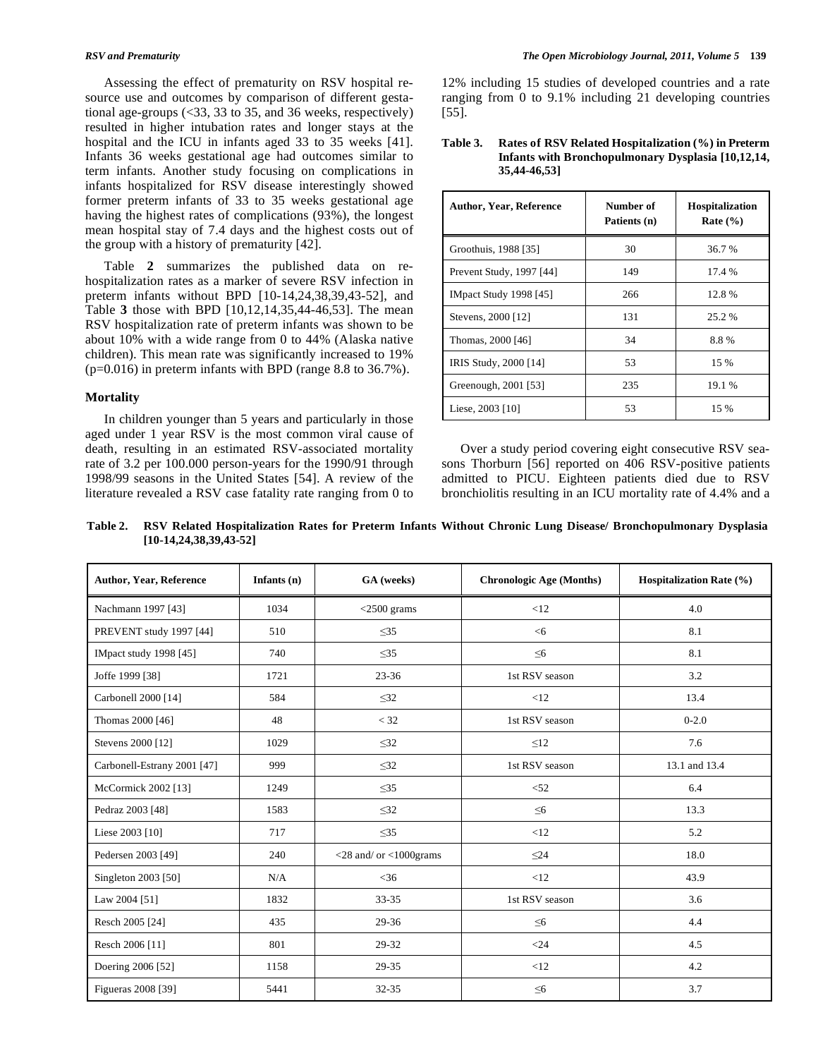Assessing the effect of prematurity on RSV hospital resource use and outcomes by comparison of different gestational age-groups (<33, 33 to 35, and 36 weeks, respectively) resulted in higher intubation rates and longer stays at the hospital and the ICU in infants aged 33 to 35 weeks [41]. Infants 36 weeks gestational age had outcomes similar to term infants. Another study focusing on complications in infants hospitalized for RSV disease interestingly showed former preterm infants of 33 to 35 weeks gestational age having the highest rates of complications (93%), the longest mean hospital stay of 7.4 days and the highest costs out of the group with a history of prematurity [42].

Table **2** summarizes the published data on re-hospitalization rates as a marker of severe RSV infection in preterm infants without BPD [10-14,24,38,39,43-52], and Table **3** those with BPD [10,12,14,35,44-46,53]. The mean RSV hospitalization rate of preterm infants was shown to be about 10% with a wide range from 0 to 44% (Alaska native children). This mean rate was significantly increased to 19% (p=0.016) in preterm infants with BPD (range 8.8 to 36.7%).

## Mortality

In children younger than 5 years and particularly in those aged under 1 year RSV is the most common viral cause of death, resulting in an estimated RSV-associated mortality rate of 3.2 per 100.000 person-years for the 1990/91 through 1998/99 seasons in the United States [54]. A review of the literature revealed a RSV case fatality rate ranging from 0 to 12% including 15 studies of developed countries and a rate ranging from 0 to 9.1% including 21 developing countries [55].

**Table 3. Rates of RSV Related Hospitalization (%) in Preterm Infants with Bronchopulmonary Dysplasia [10,12,14, 35,44-46,53]**

| Author, Year, Reference | Number of Patients (n) | Hospitalization Rate (%) |
|---|---|---|
| Groothuis, 1988 [35] | 30 | 36.7 % |
| Prevent Study, 1997 [44] | 149 | 17.4 % |
| IMpact Study 1998 [45] | 266 | 12.8 % |
| Stevens, 2000 [12] | 131 | 25.2 % |
| Thomas, 2000 [46] | 34 | 8.8 % |
| IRIS Study, 2000 [14] | 53 | 15 % |
| Greenough, 2001 [53] | 235 | 19.1 % |
| Liese, 2003 [10] | 53 | 15 % |

Over a study period covering eight consecutive RSV seasons Thorburn [56] reported on 406 RSV-positive patients admitted to PICU. Eighteen patients died due to RSV bronchiolitis resulting in an ICU mortality rate of 4.4% and a

**Table 2. RSV Related Hospitalization Rates for Preterm Infants Without Chronic Lung Disease/ Bronchopulmonary Dysplasia [10-14,24,38,39,43-52]**

| Author, Year, Reference | Infants (n) | GA (weeks) | Chronologic Age (Months) | Hospitalization Rate (%) |
|---|---|---|---|---|
| Nachmann 1997 [43] | 1034 | <2500 grams | <12 | 4.0 |
| PREVENT study 1997 [44] | 510 | ≤35 | <6 | 8.1 |
| IMpact study 1998 [45] | 740 | ≤35 | ≤6 | 8.1 |
| Joffe 1999 [38] | 1721 | 23-36 | 1st RSV season | 3.2 |
| Carbonell 2000 [14] | 584 | ≤32 | <12 | 13.4 |
| Thomas 2000 [46] | 48 | < 32 | 1st RSV season | 0-2.0 |
| Stevens 2000 [12] | 1029 | ≤32 | ≤12 | 7.6 |
| Carbonell-Estrany 2001 [47] | 999 | ≤32 | 1st RSV season | 13.1 and 13.4 |
| McCormick 2002 [13] | 1249 | ≤35 | <52 | 6.4 |
| Pedraz 2003 [48] | 1583 | ≤32 | ≤6 | 13.3 |
| Liese 2003 [10] | 717 | ≤35 | <12 | 5.2 |
| Pedersen 2003 [49] | 240 | <28 and/ or <1000grams | ≤24 | 18.0 |
| Singleton 2003 [50] | N/A | <36 | <12 | 43.9 |
| Law 2004 [51] | 1832 | 33-35 | 1st RSV season | 3.6 |
| Resch 2005 [24] | 435 | 29-36 | ≤6 | 4.4 |
| Resch 2006 [11] | 801 | 29-32 | <24 | 4.5 |
| Doering 2006 [52] | 1158 | 29-35 | <12 | 4.2 |
| Figueras 2008 [39] | 5441 | 32-35 | ≤6 | 3.7 |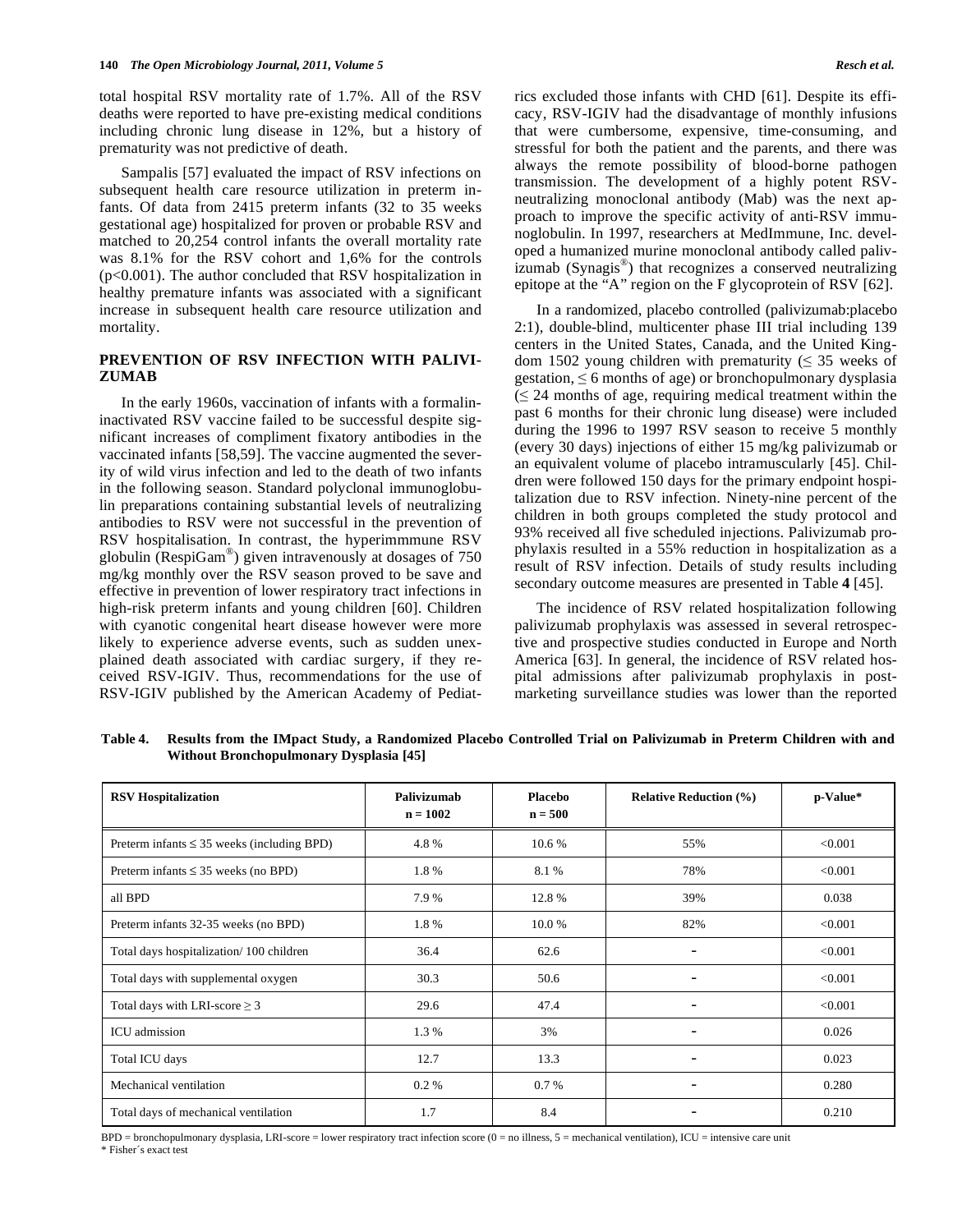total hospital RSV mortality rate of 1.7%. All of the RSV deaths were reported to have pre-existing medical conditions including chronic lung disease in 12%, but a history of prematurity was not predictive of death.

Sampalis [57] evaluated the impact of RSV infections on subsequent health care resource utilization in preterm infants. Of data from 2415 preterm infants (32 to 35 weeks gestational age) hospitalized for proven or probable RSV and matched to 20,254 control infants the overall mortality rate was 8.1% for the RSV cohort and 1,6% for the controls ($p<0.001$). The author concluded that RSV hospitalization in healthy premature infants was associated with a significant increase in subsequent health care resource utilization and mortality.

## PREVENTION OF RSV INFECTION WITH PALIVIZUMAB

In the early 1960s, vaccination of infants with a formalin-inactivated RSV vaccine failed to be successful despite significant increases of compliment fixatory antibodies in the vaccinated infants [58,59]. The vaccine augmented the severity of wild virus infection and led to the death of two infants in the following season. Standard polyclonal immunoglobulin preparations containing substantial levels of neutralizing antibodies to RSV were not successful in the prevention of RSV hospitalisation. In contrast, the hyperimmmune RSV globulin (RespiGam®) given intravenously at dosages of 750 mg/kg monthly over the RSV season proved to be save and effective in prevention of lower respiratory tract infections in high-risk preterm infants and young children [60]. Children with cyanotic congenital heart disease however were more likely to experience adverse events, such as sudden unexplained death associated with cardiac surgery, if they received RSV-IGIV. Thus, recommendations for the use of RSV-IGIV published by the American Academy of Pediatrics excluded those infants with CHD [61]. Despite its efficacy, RSV-IGIV had the disadvantage of monthly infusions that were cumbersome, expensive, time-consuming, and stressful for both the patient and the parents, and there was always the remote possibility of blood-borne pathogen transmission. The development of a highly potent RSV-neutralizing monoclonal antibody (Mab) was the next approach to improve the specific activity of anti-RSV immunoglobulin. In 1997, researchers at MedImmune, Inc. developed a humanized murine monoclonal antibody called palivizumab (Synagis®) that recognizes a conserved neutralizing epitope at the "A" region on the F glycoprotein of RSV [62].

In a randomized, placebo controlled (palivizumab:placebo 2:1), double-blind, multicenter phase III trial including 139 centers in the United States, Canada, and the United Kingdom 1502 young children with prematurity (≤ 35 weeks of gestation, ≤ 6 months of age) or bronchopulmonary dysplasia (≤ 24 months of age, requiring medical treatment within the past 6 months for their chronic lung disease) were included during the 1996 to 1997 RSV season to receive 5 monthly (every 30 days) injections of either 15 mg/kg palivizumab or an equivalent volume of placebo intramuscularly [45]. Children were followed 150 days for the primary endpoint hospitalization due to RSV infection. Ninety-nine percent of the children in both groups completed the study protocol and 93% received all five scheduled injections. Palivizumab prophylaxis resulted in a 55% reduction in hospitalization as a result of RSV infection. Details of study results including secondary outcome measures are presented in Table **4** [45].

The incidence of RSV related hospitalization following palivizumab prophylaxis was assessed in several retrospective and prospective studies conducted in Europe and North America [63]. In general, the incidence of RSV related hospital admissions after palivizumab prophylaxis in post-marketing surveillance studies was lower than the reported

**Table 4. Results from the IMpact Study, a Randomized Placebo Controlled Trial on Palivizumab in Preterm Children with and Without Bronchopulmonary Dysplasia [45]**

| RSV Hospitalization | Palivizumab n = 1002 | Placebo n = 500 | Relative Reduction (%) | p-Value* |
|---|---|---|---|---|
| Preterm infants ≤ 35 weeks (including BPD) | 4.8 % | 10.6 % | 55% | <0.001 |
| Preterm infants ≤ 35 weeks (no BPD) | 1.8 % | 8.1 % | 78% | <0.001 |
| all BPD | 7.9 % | 12.8 % | 39% | 0.038 |
| Preterm infants 32-35 weeks (no BPD) | 1.8 % | 10.0 % | 82% | <0.001 |
| Total days hospitalization/ 100 children | 36.4 | 62.6 | - | <0.001 |
| Total days with supplemental oxygen | 30.3 | 50.6 | - | <0.001 |
| Total days with LRI-score ≥ 3 | 29.6 | 47.4 | - | <0.001 |
| ICU admission | 1.3 % | 3% | - | 0.026 |
| Total ICU days | 12.7 | 13.3 | - | 0.023 |
| Mechanical ventilation | 0.2 % | 0.7 % | - | 0.280 |
| Total days of mechanical ventilation | 1.7 | 8.4 | - | 0.210 |

BPD = bronchopulmonary dysplasia, LRI-score = lower respiratory tract infection score (0 = no illness, 5 = mechanical ventilation), ICU = intensive care unit
* Fisher´s exact test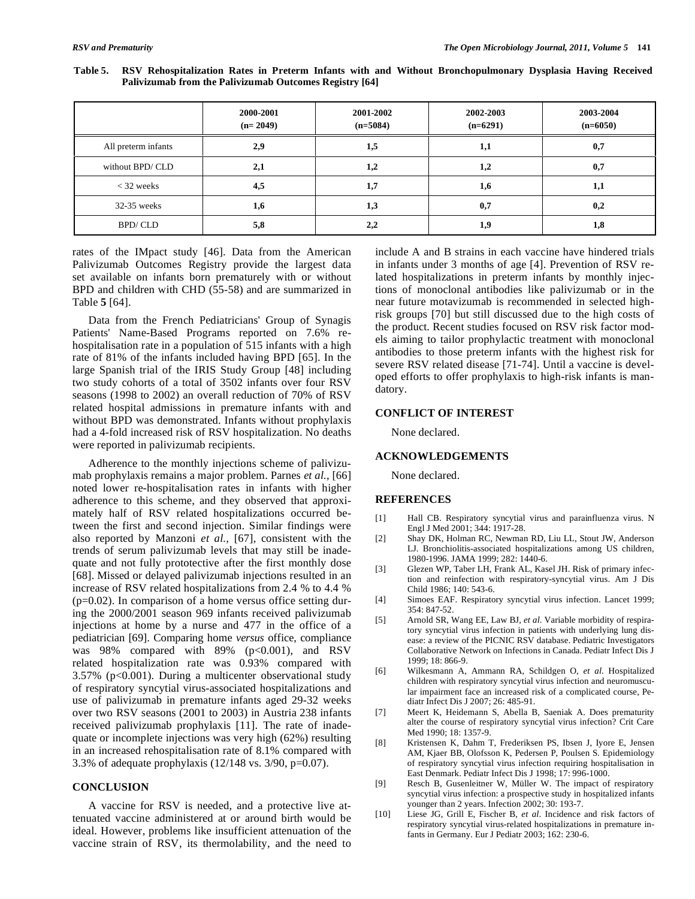**Table 5. RSV Rehospitalization Rates in Preterm Infants with and Without Bronchopulmonary Dysplasia Having Received Palivizumab from the Palivizumab Outcomes Registry [64]**

| | 2000-2001 (n= 2049) | 2001-2002 (n=5084) | 2002-2003 (n=6291) | 2003-2004 (n=6050) |
|---|---|---|---|---|
| All preterm infants | 2,9 | 1,5 | 1,1 | 0,7 |
| without BPD/ CLD | 2,1 | 1,2 | 1,2 | 0,7 |
| < 32 weeks | 4,5 | 1,7 | 1,6 | 1,1 |
| 32-35 weeks | 1,6 | 1,3 | 0,7 | 0,2 |
| BPD/ CLD | 5,8 | 2,2 | 1,9 | 1,8 |

rates of the IMpact study [46]. Data from the American Palivizumab Outcomes Registry provide the largest data set available on infants born prematurely with or without BPD and children with CHD (55-58) and are summarized in Table **5** [64].

Data from the French Pediatricians' Group of Synagis Patients' Name-Based Programs reported on 7.6% re-hospitalisation rate in a population of 515 infants with a high rate of 81% of the infants included having BPD [65]. In the large Spanish trial of the IRIS Study Group [48] including two study cohorts of a total of 3502 infants over four RSV seasons (1998 to 2002) an overall reduction of 70% of RSV related hospital admissions in premature infants with and without BPD was demonstrated. Infants without prophylaxis had a 4-fold increased risk of RSV hospitalization. No deaths were reported in palivizumab recipients.

Adherence to the monthly injections scheme of palivizumab prophylaxis remains a major problem. Parnes *et al.*, [66] noted lower re-hospitalisation rates in infants with higher adherence to this scheme, and they observed that approximately half of RSV related hospitalizations occurred between the first and second injection. Similar findings were also reported by Manzoni *et al.*, [67], consistent with the trends of serum palivizumab levels that may still be inadequate and not fully prototective after the first monthly dose [68]. Missed or delayed palivizumab injections resulted in an increase of RSV related hospitalizations from 2.4 % to 4.4 % ($p$=0.02). In comparison of a home versus office setting during the 2000/2001 season 969 infants received palivizumab injections at home by a nurse and 477 in the office of a pediatrician [69]. Comparing home *versus* office, compliance was 98% compared with 89% ($p<0.001$), and RSV related hospitalization rate was 0.93% compared with 3.57% ($p<0.001$). During a multicenter observational study of respiratory syncytial virus-associated hospitalizations and use of palivizumab in premature infants aged 29-32 weeks over two RSV seasons (2001 to 2003) in Austria 238 infants received palivizumab prophylaxis [11]. The rate of inadequate or incomplete injections was very high (62%) resulting in an increased rehospitalisation rate of 8.1% compared with 3.3% of adequate prophylaxis (12/148 vs. 3/90, $p$=0.07).

## CONCLUSION

A vaccine for RSV is needed, and a protective live attenuated vaccine administered at or around birth would be ideal. However, problems like insufficient attenuation of the vaccine strain of RSV, its thermolability, and the need to include A and B strains in each vaccine have hindered trials in infants under 3 months of age [4]. Prevention of RSV related hospitalizations in preterm infants by monthly injections of monoclonal antibodies like palivizumab or in the near future motavizumab is recommended in selected high-risk groups [70] but still discussed due to the high costs of the product. Recent studies focused on RSV risk factor models aiming to tailor prophylactic treatment with monoclonal antibodies to those preterm infants with the highest risk for severe RSV related disease [71-74]. Until a vaccine is developed efforts to offer prophylaxis to high-risk infants is mandatory.

## CONFLICT OF INTEREST

None declared.

## ACKNOWLEDGEMENTS

None declared.

## REFERENCES

[1] Hall CB. Respiratory syncytial virus and parainfluenza virus. N Engl J Med 2001; 344: 1917-28.

[2] Shay DK, Holman RC, Newman RD, Liu LL, Stout JW, Anderson LJ. Bronchiolitis-associated hospitalizations among US children, 1980-1996. JAMA 1999; 282: 1440-6.

[3] Glezen WP, Taber LH, Frank AL, Kasel JH. Risk of primary infection and reinfection with respiratory-syncytial virus. Am J Dis Child 1986; 140: 543-6.

[4] Simoes EAF. Respiratory syncytial virus infection. Lancet 1999; 354: 847-52.

[5] Arnold SR, Wang EE, Law BJ, *et al*. Variable morbidity of respiratory syncytial virus infection in patients with underlying lung disease: a review of the PICNIC RSV database. Pediatric Investigators Collaborative Network on Infections in Canada. Pediatr Infect Dis J 1999; 18: 866-9.

[6] Wilkesmann A, Ammann RA, Schildgen O, *et al*. Hospitalized children with respiratory syncytial virus infection and neuromuscular impairment face an increased risk of a complicated course, Pediatr Infect Dis J 2007; 26: 485-91.

[7] Meert K, Heidemann S, Abella B, Saeniak A. Does prematurity alter the course of respiratory syncytial virus infection? Crit Care Med 1990; 18: 1357-9.

[8] Kristensen K, Dahm T, Frederiksen PS, Ibsen J, Iyore E, Jensen AM, Kjaer BB, Olofsson K, Pedersen P, Poulsen S. Epidemiology of respiratory syncytial virus infection requiring hospitalisation in East Denmark. Pediatr Infect Dis J 1998; 17: 996-1000.

[9] Resch B, Gusenleitner W, Müller W. The impact of respiratory syncytial virus infection: a prospective study in hospitalized infants younger than 2 years. Infection 2002; 30: 193-7.

[10] Liese JG, Grill E, Fischer B, *et al*. Incidence and risk factors of respiratory syncytial virus-related hospitalizations in premature infants in Germany. Eur J Pediatr 2003; 162: 230-6.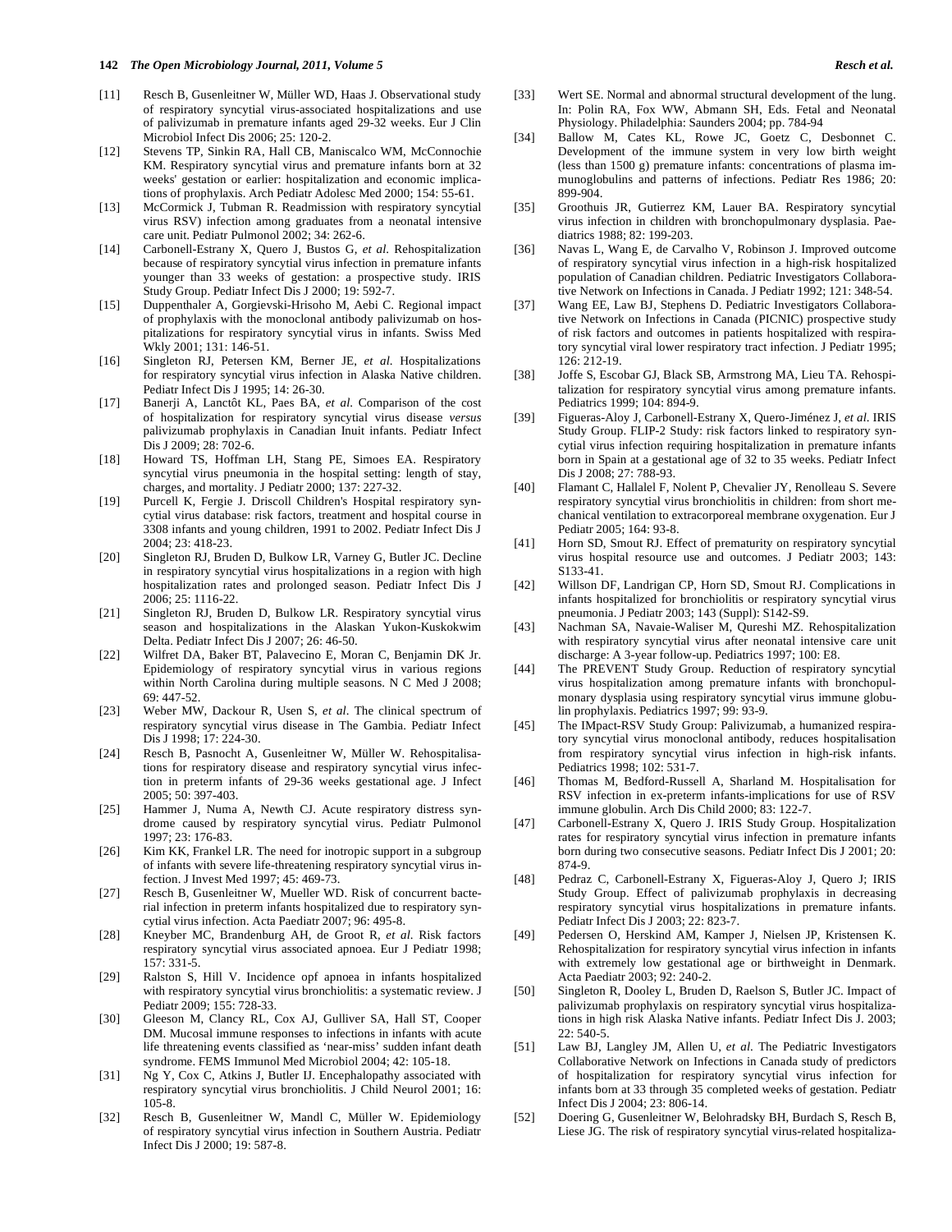[11] Resch B, Gusenleitner W, Müller WD, Haas J. Observational study of respiratory syncytial virus-associated hospitalizations and use of palivizumab in premature infants aged 29-32 weeks. Eur J Clin Microbiol Infect Dis 2006; 25: 120-2.

[12] Stevens TP, Sinkin RA, Hall CB, Maniscalco WM, McConnochie KM. Respiratory syncytial virus and premature infants born at 32 weeks' gestation or earlier: hospitalization and economic implications of prophylaxis. Arch Pediatr Adolesc Med 2000; 154: 55-61.

[13] McCormick J, Tubman R. Readmission with respiratory syncytial virus RSV) infection among graduates from a neonatal intensive care unit. Pediatr Pulmonol 2002; 34: 262-6.

[14] Carbonell-Estrany X, Quero J, Bustos G, *et al.* Rehospitalization because of respiratory syncytial virus infection in premature infants younger than 33 weeks of gestation: a prospective study. IRIS Study Group. Pediatr Infect Dis J 2000; 19: 592-7.

[15] Duppenthaler A, Gorgievski-Hrisoho M, Aebi C. Regional impact of prophylaxis with the monoclonal antibody palivizumab on hospitalizations for respiratory syncytial virus in infants. Swiss Med Wkly 2001; 131: 146-51.

[16] Singleton RJ, Petersen KM, Berner JE, *et al.* Hospitalizations for respiratory syncytial virus infection in Alaska Native children. Pediatr Infect Dis J 1995; 14: 26-30.

[17] Banerji A, Lanctôt KL, Paes BA, *et al.* Comparison of the cost of hospitalization for respiratory syncytial virus disease *versus* palivizumab prophylaxis in Canadian Inuit infants. Pediatr Infect Dis J 2009; 28: 702-6.

[18] Howard TS, Hoffman LH, Stang PE, Simoes EA. Respiratory syncytial virus pneumonia in the hospital setting: length of stay, charges, and mortality. J Pediatr 2000; 137: 227-32.

[19] Purcell K, Fergie J. Driscoll Children's Hospital respiratory syncytial virus database: risk factors, treatment and hospital course in 3308 infants and young children, 1991 to 2002. Pediatr Infect Dis J 2004; 23: 418-23.

[20] Singleton RJ, Bruden D, Bulkow LR, Varney G, Butler JC. Decline in respiratory syncytial virus hospitalizations in a region with high hospitalization rates and prolonged season. Pediatr Infect Dis J 2006; 25: 1116-22.

[21] Singleton RJ, Bruden D, Bulkow LR. Respiratory syncytial virus season and hospitalizations in the Alaskan Yukon-Kuskokwim Delta. Pediatr Infect Dis J 2007; 26: 46-50.

[22] Wilfret DA, Baker BT, Palavecino E, Moran C, Benjamin DK Jr. Epidemiology of respiratory syncytial virus in various regions within North Carolina during multiple seasons. N C Med J 2008; 69: 447-52.

[23] Weber MW, Dackour R, Usen S, *et al.* The clinical spectrum of respiratory syncytial virus disease in The Gambia. Pediatr Infect Dis J 1998; 17: 224-30.

[24] Resch B, Pasnocht A, Gusenleitner W, Müller W. Rehospitalisations for respiratory disease and respiratory syncytial virus infection in preterm infants of 29-36 weeks gestational age. J Infect 2005; 50: 397-403.

[25] Hammer J, Numa A, Newth CJ. Acute respiratory distress syndrome caused by respiratory syncytial virus. Pediatr Pulmonol 1997; 23: 176-83.

[26] Kim KK, Frankel LR. The need for inotropic support in a subgroup of infants with severe life-threatening respiratory syncytial virus infection. J Invest Med 1997; 45: 469-73.

[27] Resch B, Gusenleitner W, Mueller WD. Risk of concurrent bacterial infection in preterm infants hospitalized due to respiratory syncytial virus infection. Acta Paediatr 2007; 96: 495-8.

[28] Kneyber MC, Brandenburg AH, de Groot R, *et al.* Risk factors respiratory syncytial virus associated apnoea. Eur J Pediatr 1998; 157: 331-5.

[29] Ralston S, Hill V. Incidence opf apnoea in infants hospitalized with respiratory syncytial virus bronchiolitis: a systematic review. J Pediatr 2009; 155: 728-33.

[30] Gleeson M, Clancy RL, Cox AJ, Gulliver SA, Hall ST, Cooper DM. Mucosal immune responses to infections in infants with acute life threatening events classified as 'near-miss' sudden infant death syndrome. FEMS Immunol Med Microbiol 2004; 42: 105-18.

[31] Ng Y, Cox C, Atkins J, Butler IJ. Encephalopathy associated with respiratory syncytial virus bronchiolitis. J Child Neurol 2001; 16: 105-8.

[32] Resch B, Gusenleitner W, Mandl C, Müller W. Epidemiology of respiratory syncytial virus infection in Southern Austria. Pediatr Infect Dis J 2000; 19: 587-8.

[33] Wert SE. Normal and abnormal structural development of the lung. In: Polin RA, Fox WW, Abmann SH, Eds. Fetal and Neonatal Physiology. Philadelphia: Saunders 2004; pp. 784-94

[34] Ballow M, Cates KL, Rowe JC, Goetz C, Desbonnet C. Development of the immune system in very low birth weight (less than 1500 g) premature infants: concentrations of plasma immunoglobulins and patterns of infections. Pediatr Res 1986; 20: 899-904.

[35] Groothuis JR, Gutierrez KM, Lauer BA. Respiratory syncytial virus infection in children with bronchopulmonary dysplasia. Paediatrics 1988; 82: 199-203.

[36] Navas L, Wang E, de Carvalho V, Robinson J. Improved outcome of respiratory syncytial virus infection in a high-risk hospitalized population of Canadian children. Pediatric Investigators Collaborative Network on Infections in Canada. J Pediatr 1992; 121: 348-54.

[37] Wang EE, Law BJ, Stephens D. Pediatric Investigators Collaborative Network on Infections in Canada (PICNIC) prospective study of risk factors and outcomes in patients hospitalized with respiratory syncytial viral lower respiratory tract infection. J Pediatr 1995; 126: 212-19.

[38] Joffe S, Escobar GJ, Black SB, Armstrong MA, Lieu TA. Rehospitalization for respiratory syncytial virus among premature infants. Pediatrics 1999; 104: 894-9.

[39] Figueras-Aloy J, Carbonell-Estrany X, Quero-Jiménez J, *et al.* IRIS Study Group. FLIP-2 Study: risk factors linked to respiratory syncytial virus infection requiring hospitalization in premature infants born in Spain at a gestational age of 32 to 35 weeks. Pediatr Infect Dis J 2008; 27: 788-93.

[40] Flamant C, Hallalel F, Nolent P, Chevalier JY, Renolleau S. Severe respiratory syncytial virus bronchiolitis in children: from short mechanical ventilation to extracorporeal membrane oxygenation. Eur J Pediatr 2005; 164: 93-8.

[41] Horn SD, Smout RJ. Effect of prematurity on respiratory syncytial virus hospital resource use and outcomes. J Pediatr 2003; 143: S133-41.

[42] Willson DF, Landrigan CP, Horn SD, Smout RJ. Complications in infants hospitalized for bronchiolitis or respiratory syncytial virus pneumonia. J Pediatr 2003; 143 (Suppl): S142-S9.

[43] Nachman SA, Navaie-Waliser M, Qureshi MZ. Rehospitalization with respiratory syncytial virus after neonatal intensive care unit discharge: A 3-year follow-up. Pediatrics 1997; 100: E8.

[44] The PREVENT Study Group. Reduction of respiratory syncytial virus hospitalization among premature infants with bronchopulmonary dysplasia using respiratory syncytial virus immune globulin prophylaxis. Pediatrics 1997; 99: 93-9.

[45] The IMpact-RSV Study Group: Palivizumab, a humanized respiratory syncytial virus monoclonal antibody, reduces hospitalisation from respiratory syncytial virus infection in high-risk infants. Pediatrics 1998; 102: 531-7.

[46] Thomas M, Bedford-Russell A, Sharland M. Hospitalisation for RSV infection in ex-preterm infants-implications for use of RSV immune globulin. Arch Dis Child 2000; 83: 122-7.

[47] Carbonell-Estrany X, Quero J. IRIS Study Group. Hospitalization rates for respiratory syncytial virus infection in premature infants born during two consecutive seasons. Pediatr Infect Dis J 2001; 20: 874-9.

[48] Pedraz C, Carbonell-Estrany X, Figueras-Aloy J, Quero J; IRIS Study Group. Effect of palivizumab prophylaxis in decreasing respiratory syncytial virus hospitalizations in premature infants. Pediatr Infect Dis J 2003; 22: 823-7.

[49] Pedersen O, Herskind AM, Kamper J, Nielsen JP, Kristensen K. Rehospitalization for respiratory syncytial virus infection in infants with extremely low gestational age or birthweight in Denmark. Acta Paediatr 2003; 92: 240-2.

[50] Singleton R, Dooley L, Bruden D, Raelson S, Butler JC. Impact of palivizumab prophylaxis on respiratory syncytial virus hospitalizations in high risk Alaska Native infants. Pediatr Infect Dis J. 2003; 22: 540-5.

[51] Law BJ, Langley JM, Allen U, *et al.* The Pediatric Investigators Collaborative Network on Infections in Canada study of predictors of hospitalization for respiratory syncytial virus infection for infants born at 33 through 35 completed weeks of gestation. Pediatr Infect Dis J 2004; 23: 806-14.

[52] Doering G, Gusenleitner W, Belohradsky BH, Burdach S, Resch B, Liese JG. The risk of respiratory syncytial virus-related hospitaliza-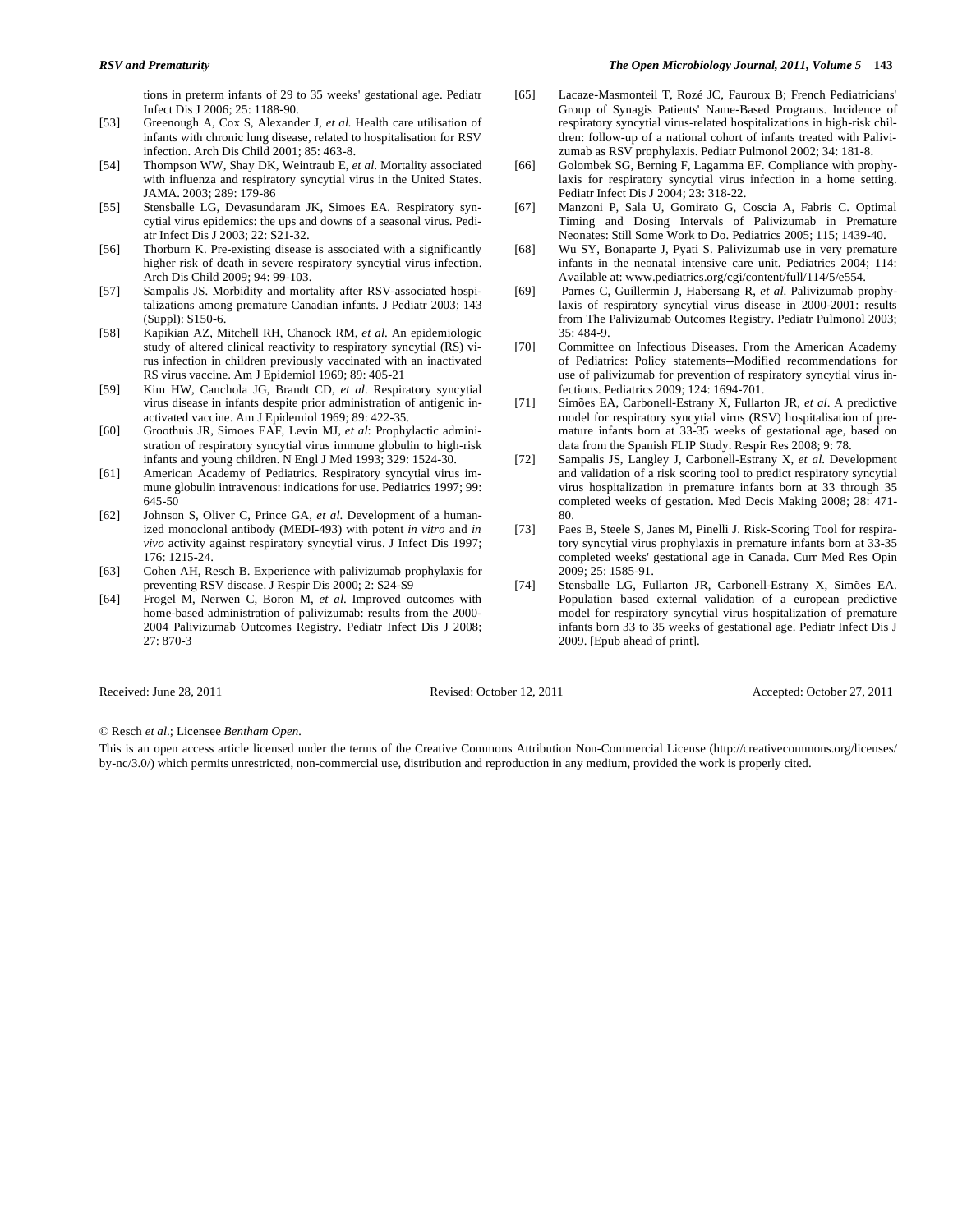tions in preterm infants of 29 to 35 weeks' gestational age. Pediatr Infect Dis J 2006; 25: 1188-90.

[53] Greenough A, Cox S, Alexander J, *et al.* Health care utilisation of infants with chronic lung disease, related to hospitalisation for RSV infection. Arch Dis Child 2001; 85: 463-8.

[54] Thompson WW, Shay DK, Weintraub E, *et al*. Mortality associated with influenza and respiratory syncytial virus in the United States. JAMA. 2003; 289: 179-86

[55] Stensballe LG, Devasundaram JK, Simoes EA. Respiratory syncytial virus epidemics: the ups and downs of a seasonal virus. Pediatr Infect Dis J 2003; 22: S21-32.

[56] Thorburn K. Pre-existing disease is associated with a significantly higher risk of death in severe respiratory syncytial virus infection. Arch Dis Child 2009; 94: 99-103.

[57] Sampalis JS. Morbidity and mortality after RSV-associated hospitalizations among premature Canadian infants. J Pediatr 2003; 143 (Suppl): S150-6.

[58] Kapikian AZ, Mitchell RH, Chanock RM, *et al*. An epidemiologic study of altered clinical reactivity to respiratory syncytial (RS) virus infection in children previously vaccinated with an inactivated RS virus vaccine. Am J Epidemiol 1969; 89: 405-21

[59] Kim HW, Canchola JG, Brandt CD, *et al*. Respiratory syncytial virus disease in infants despite prior administration of antigenic inactivated vaccine. Am J Epidemiol 1969; 89: 422-35.

[60] Groothuis JR, Simoes EAF, Levin MJ, *et al*: Prophylactic administration of respiratory syncytial virus immune globulin to high-risk infants and young children. N Engl J Med 1993; 329: 1524-30.

[61] American Academy of Pediatrics. Respiratory syncytial virus immune globulin intravenous: indications for use. Pediatrics 1997; 99: 645-50

[62] Johnson S, Oliver C, Prince GA, *et al*. Development of a humanized monoclonal antibody (MEDI-493) with potent *in vitro* and *in vivo* activity against respiratory syncytial virus. J Infect Dis 1997; 176: 1215-24.

[63] Cohen AH, Resch B. Experience with palivizumab prophylaxis for preventing RSV disease. J Respir Dis 2000; 2: S24-S9

[64] Frogel M, Nerwen C, Boron M, *et al*. Improved outcomes with home-based administration of palivizumab: results from the 2000-2004 Palivizumab Outcomes Registry. Pediatr Infect Dis J 2008; 27: 870-3

[65] Lacaze-Masmonteil T, Rozé JC, Fauroux B; French Pediatricians' Group of Synagis Patients' Name-Based Programs. Incidence of respiratory syncytial virus-related hospitalizations in high-risk children: follow-up of a national cohort of infants treated with Palivizumab as RSV prophylaxis. Pediatr Pulmonol 2002; 34: 181-8.

[66] Golombek SG, Berning F, Lagamma EF. Compliance with prophylaxis for respiratory syncytial virus infection in a home setting. Pediatr Infect Dis J 2004; 23: 318-22.

[67] Manzoni P, Sala U, Gomirato G, Coscia A, Fabris C. Optimal Timing and Dosing Intervals of Palivizumab in Premature Neonates: Still Some Work to Do. Pediatrics 2005; 115; 1439-40.

[68] Wu SY, Bonaparte J, Pyati S. Palivizumab use in very premature infants in the neonatal intensive care unit. Pediatrics 2004; 114: Available at: www.pediatrics.org/cgi/content/full/114/5/e554.

[69] Parnes C, Guillermin J, Habersang R, *et al*. Palivizumab prophylaxis of respiratory syncytial virus disease in 2000-2001: results from The Palivizumab Outcomes Registry. Pediatr Pulmonol 2003; 35: 484-9.

[70] Committee on Infectious Diseases. From the American Academy of Pediatrics: Policy statements--Modified recommendations for use of palivizumab for prevention of respiratory syncytial virus infections. Pediatrics 2009; 124: 1694-701.

[71] Simões EA, Carbonell-Estrany X, Fullarton JR, *et al*. A predictive model for respiratory syncytial virus (RSV) hospitalisation of premature infants born at 33-35 weeks of gestational age, based on data from the Spanish FLIP Study. Respir Res 2008; 9: 78.

[72] Sampalis JS, Langley J, Carbonell-Estrany X, *et al*. Development and validation of a risk scoring tool to predict respiratory syncytial virus hospitalization in premature infants born at 33 through 35 completed weeks of gestation. Med Decis Making 2008; 28: 471-80.

[73] Paes B, Steele S, Janes M, Pinelli J. Risk-Scoring Tool for respiratory syncytial virus prophylaxis in premature infants born at 33-35 completed weeks' gestational age in Canada. Curr Med Res Opin 2009; 25: 1585-91.

[74] Stensballe LG, Fullarton JR, Carbonell-Estrany X, Simões EA. Population based external validation of a european predictive model for respiratory syncytial virus hospitalization of premature infants born 33 to 35 weeks of gestational age. Pediatr Infect Dis J 2009. [Epub ahead of print].

Received: June 28, 2011 Revised: October 12, 2011 Accepted: October 27, 2011

© Resch *et al*.; Licensee *Bentham Open*.

This is an open access article licensed under the terms of the Creative Commons Attribution Non-Commercial License (http://creativecommons.org/licenses/by-nc/3.0/) which permits unrestricted, non-commercial use, distribution and reproduction in any medium, provided the work is properly cited.